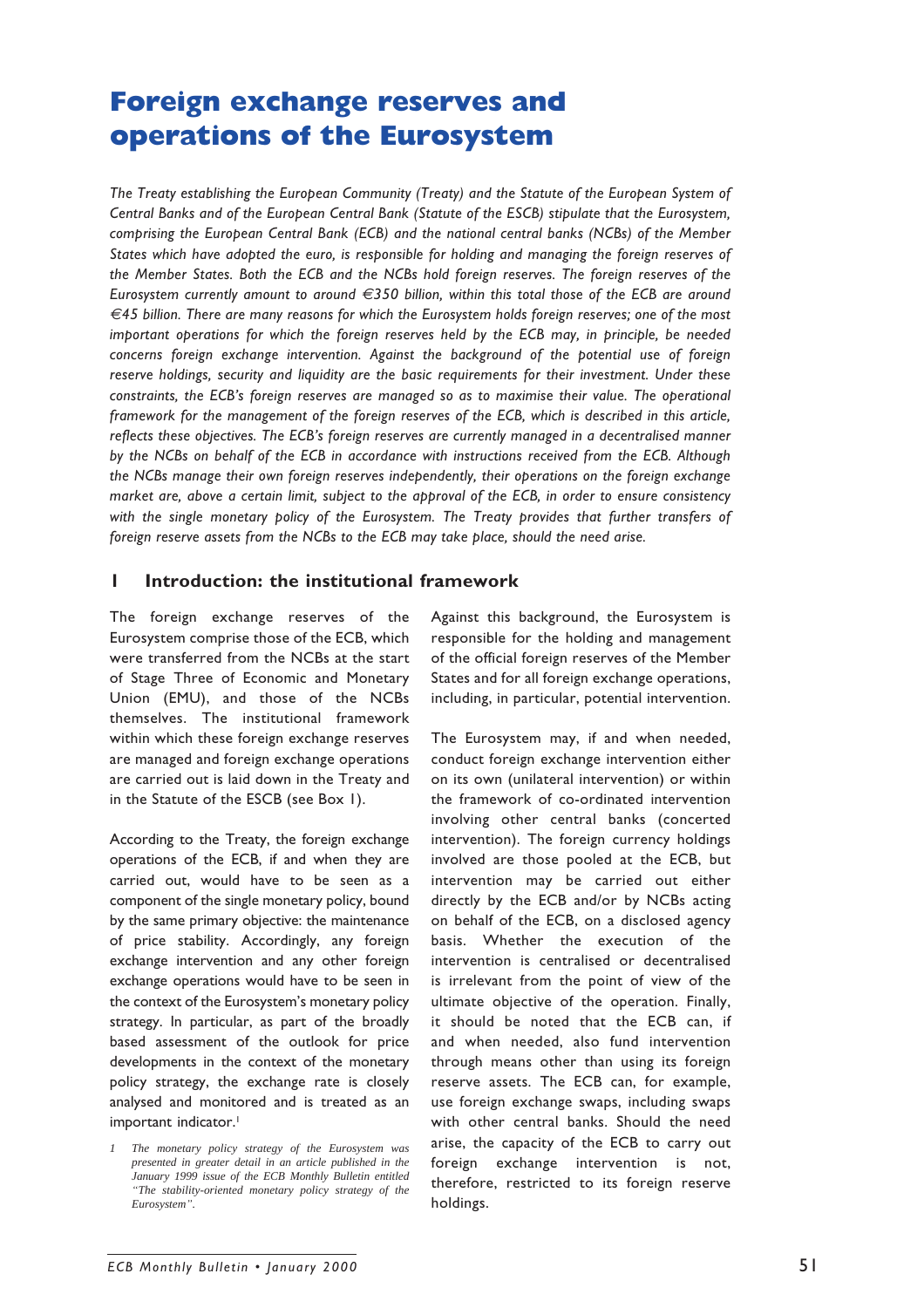# Foreign exchange reserves and operations of the Eurosystem

*The Treaty establishing the European Community (Treaty) and the Statute of the European System of Central Banks and of the European Central Bank (Statute of the ESCB) stipulate that the Eurosystem, comprising the European Central Bank (ECB) and the national central banks (NCBs) of the Member States which have adopted the euro, is responsible for holding and managing the foreign reserves of the Member States. Both the ECB and the NCBs hold foreign reserves. The foreign reserves of the Eurosystem currently amount to around €350 billion, within this total those of the ECB are around €45 billion. There are many reasons for which the Eurosystem holds foreign reserves; one of the most important operations for which the foreign reserves held by the ECB may, in principle, be needed concerns foreign exchange intervention. Against the background of the potential use of foreign reserve holdings, security and liquidity are the basic requirements for their investment. Under these constraints, the ECB's foreign reserves are managed so as to maximise their value. The operational framework for the management of the foreign reserves of the ECB, which is described in this article, reflects these objectives. The ECB's foreign reserves are currently managed in a decentralised manner by the NCBs on behalf of the ECB in accordance with instructions received from the ECB. Although the NCBs manage their own foreign reserves independently, their operations on the foreign exchange market are, above a certain limit, subject to the approval of the ECB, in order to ensure consistency with the single monetary policy of the Eurosystem. The Treaty provides that further transfers of foreign reserve assets from the NCBs to the ECB may take place, should the need arise.*

## 1 Introduction: the institutional framework

The foreign exchange reserves of the Eurosystem comprise those of the ECB, which were transferred from the NCBs at the start of Stage Three of Economic and Monetary Union (EMU), and those of the NCBs themselves. The institutional framework within which these foreign exchange reserves are managed and foreign exchange operations are carried out is laid down in the Treaty and in the Statute of the ESCB (see Box 1).

According to the Treaty, the foreign exchange operations of the ECB, if and when they are carried out, would have to be seen as a component of the single monetary policy, bound by the same primary objective: the maintenance of price stability. Accordingly, any foreign exchange intervention and any other foreign exchange operations would have to be seen in the context of the Eurosystem's monetary policy strategy. In particular, as part of the broadly based assessment of the outlook for price developments in the context of the monetary policy strategy, the exchange rate is closely analysed and monitored and is treated as an important indicator.[1]

[1] *The monetary policy strategy of the Eurosystem was presented in greater detail in an article published in the January 1999 issue of the ECB Monthly Bulletin entitled "The stability-oriented monetary policy strategy of the Eurosystem".*

Against this background, the Eurosystem is responsible for the holding and management of the official foreign reserves of the Member States and for all foreign exchange operations, including, in particular, potential intervention.

The Eurosystem may, if and when needed, conduct foreign exchange intervention either on its own (unilateral intervention) or within the framework of co-ordinated intervention involving other central banks (concerted intervention). The foreign currency holdings involved are those pooled at the ECB, but intervention may be carried out either directly by the ECB and/or by NCBs acting on behalf of the ECB, on a disclosed agency basis. Whether the execution of the intervention is centralised or decentralised is irrelevant from the point of view of the ultimate objective of the operation. Finally, it should be noted that the ECB can, if and when needed, also fund intervention through means other than using its foreign reserve assets. The ECB can, for example, use foreign exchange swaps, including swaps with other central banks. Should the need arise, the capacity of the ECB to carry out foreign exchange intervention is not, therefore, restricted to its foreign reserve holdings.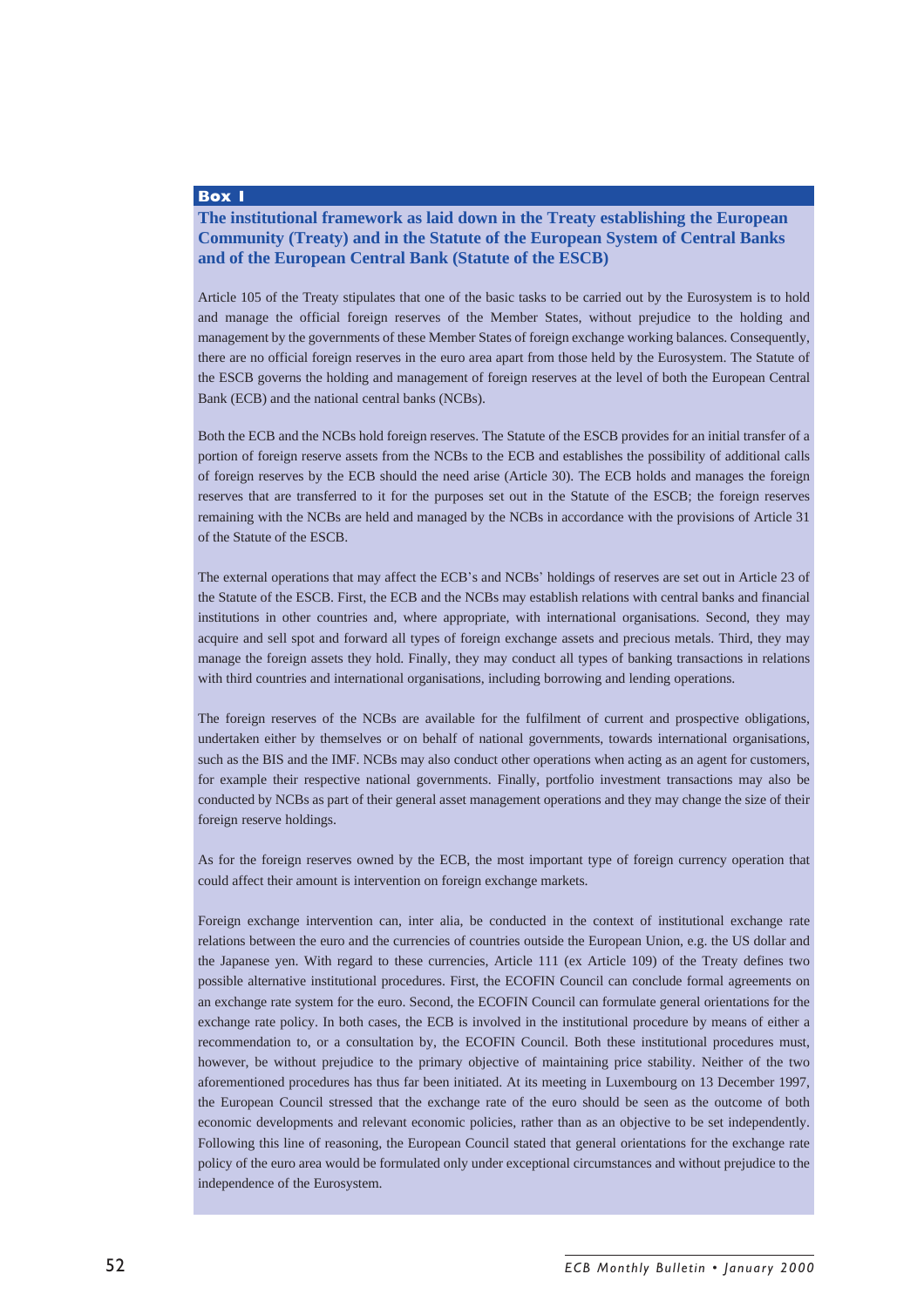**Box 1**

### The institutional framework as laid down in the Treaty establishing the European Community (Treaty) and in the Statute of the European System of Central Banks and of the European Central Bank (Statute of the ESCB)

Article 105 of the Treaty stipulates that one of the basic tasks to be carried out by the Eurosystem is to hold and manage the official foreign reserves of the Member States, without prejudice to the holding and management by the governments of these Member States of foreign exchange working balances. Consequently, there are no official foreign reserves in the euro area apart from those held by the Eurosystem. The Statute of the ESCB governs the holding and management of foreign reserves at the level of both the European Central Bank (ECB) and the national central banks (NCBs).

Both the ECB and the NCBs hold foreign reserves. The Statute of the ESCB provides for an initial transfer of a portion of foreign reserve assets from the NCBs to the ECB and establishes the possibility of additional calls of foreign reserves by the ECB should the need arise (Article 30). The ECB holds and manages the foreign reserves that are transferred to it for the purposes set out in the Statute of the ESCB; the foreign reserves remaining with the NCBs are held and managed by the NCBs in accordance with the provisions of Article 31 of the Statute of the ESCB.

The external operations that may affect the ECB's and NCBs' holdings of reserves are set out in Article 23 of the Statute of the ESCB. First, the ECB and the NCBs may establish relations with central banks and financial institutions in other countries and, where appropriate, with international organisations. Second, they may acquire and sell spot and forward all types of foreign exchange assets and precious metals. Third, they may manage the foreign assets they hold. Finally, they may conduct all types of banking transactions in relations with third countries and international organisations, including borrowing and lending operations.

The foreign reserves of the NCBs are available for the fulfilment of current and prospective obligations, undertaken either by themselves or on behalf of national governments, towards international organisations, such as the BIS and the IMF. NCBs may also conduct other operations when acting as an agent for customers, for example their respective national governments. Finally, portfolio investment transactions may also be conducted by NCBs as part of their general asset management operations and they may change the size of their foreign reserve holdings.

As for the foreign reserves owned by the ECB, the most important type of foreign currency operation that could affect their amount is intervention on foreign exchange markets.

Foreign exchange intervention can, inter alia, be conducted in the context of institutional exchange rate relations between the euro and the currencies of countries outside the European Union, e.g. the US dollar and the Japanese yen. With regard to these currencies, Article 111 (ex Article 109) of the Treaty defines two possible alternative institutional procedures. First, the ECOFIN Council can conclude formal agreements on an exchange rate system for the euro. Second, the ECOFIN Council can formulate general orientations for the exchange rate policy. In both cases, the ECB is involved in the institutional procedure by means of either a recommendation to, or a consultation by, the ECOFIN Council. Both these institutional procedures must, however, be without prejudice to the primary objective of maintaining price stability. Neither of the two aforementioned procedures has thus far been initiated. At its meeting in Luxembourg on 13 December 1997, the European Council stressed that the exchange rate of the euro should be seen as the outcome of both economic developments and relevant economic policies, rather than as an objective to be set independently. Following this line of reasoning, the European Council stated that general orientations for the exchange rate policy of the euro area would be formulated only under exceptional circumstances and without prejudice to the independence of the Eurosystem.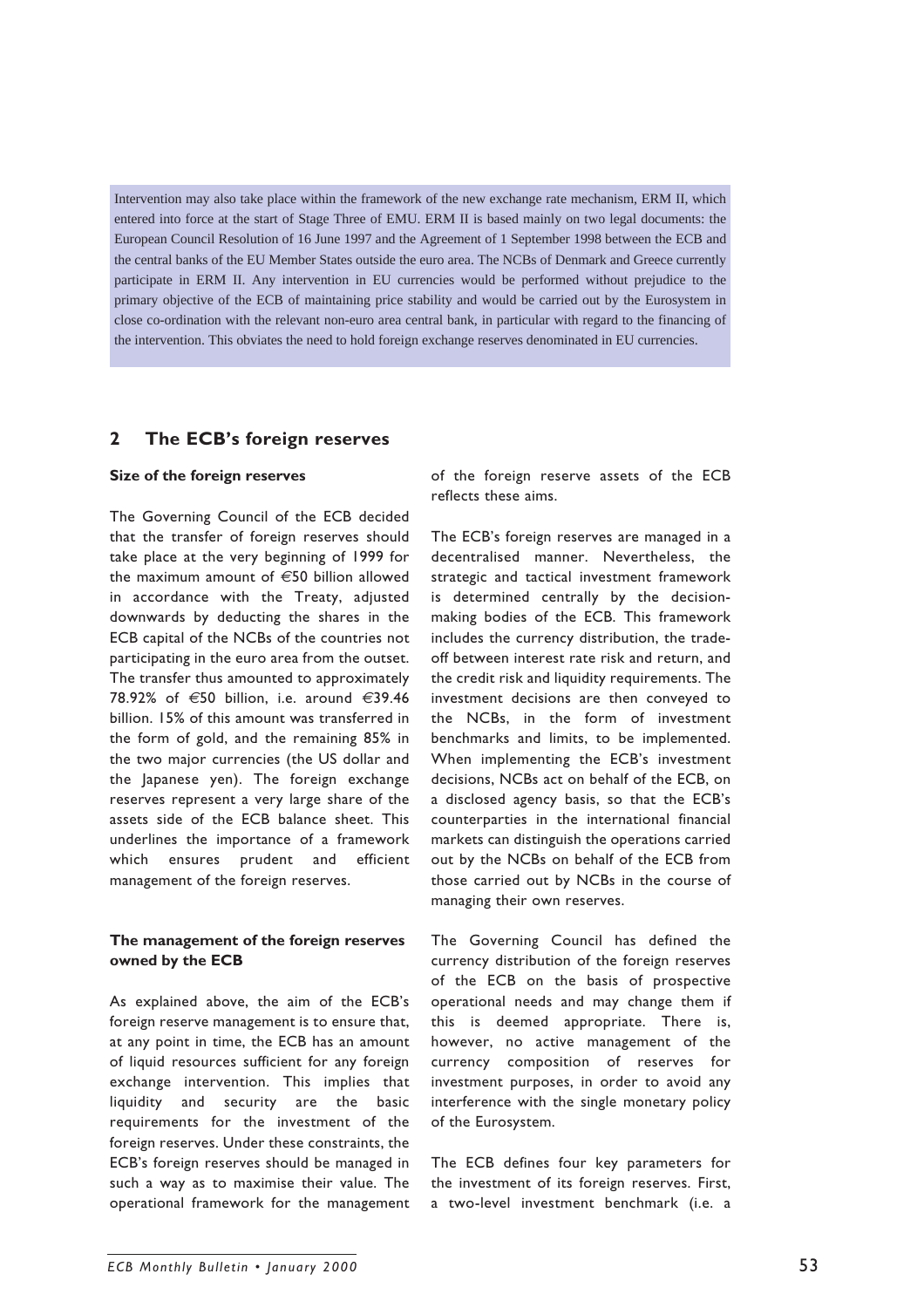Intervention may also take place within the framework of the new exchange rate mechanism, ERM II, which entered into force at the start of Stage Three of EMU. ERM II is based mainly on two legal documents: the European Council Resolution of 16 June 1997 and the Agreement of 1 September 1998 between the ECB and the central banks of the EU Member States outside the euro area. The NCBs of Denmark and Greece currently participate in ERM II. Any intervention in EU currencies would be performed without prejudice to the primary objective of the ECB of maintaining price stability and would be carried out by the Eurosystem in close co-ordination with the relevant non-euro area central bank, in particular with regard to the financing of the intervention. This obviates the need to hold foreign exchange reserves denominated in EU currencies.

## 2 The ECB's foreign reserves

**Size of the foreign reserves**

The Governing Council of the ECB decided that the transfer of foreign reserves should take place at the very beginning of 1999 for the maximum amount of €50 billion allowed in accordance with the Treaty, adjusted downwards by deducting the shares in the ECB capital of the NCBs of the countries not participating in the euro area from the outset. The transfer thus amounted to approximately 78.92% of €50 billion, i.e. around €39.46 billion. 15% of this amount was transferred in the form of gold, and the remaining 85% in the two major currencies (the US dollar and the Japanese yen). The foreign exchange reserves represent a very large share of the assets side of the ECB balance sheet. This underlines the importance of a framework which ensures prudent and efficient management of the foreign reserves.

**The management of the foreign reserves owned by the ECB**

As explained above, the aim of the ECB's foreign reserve management is to ensure that, at any point in time, the ECB has an amount of liquid resources sufficient for any foreign exchange intervention. This implies that liquidity and security are the basic requirements for the investment of the foreign reserves. Under these constraints, the ECB's foreign reserves should be managed in such a way as to maximise their value. The operational framework for the management of the foreign reserve assets of the ECB reflects these aims.

The ECB's foreign reserves are managed in a decentralised manner. Nevertheless, the strategic and tactical investment framework is determined centrally by the decision-making bodies of the ECB. This framework includes the currency distribution, the trade-off between interest rate risk and return, and the credit risk and liquidity requirements. The investment decisions are then conveyed to the NCBs, in the form of investment benchmarks and limits, to be implemented. When implementing the ECB's investment decisions, NCBs act on behalf of the ECB, on a disclosed agency basis, so that the ECB's counterparties in the international financial markets can distinguish the operations carried out by the NCBs on behalf of the ECB from those carried out by NCBs in the course of managing their own reserves.

The Governing Council has defined the currency distribution of the foreign reserves of the ECB on the basis of prospective operational needs and may change them if this is deemed appropriate. There is, however, no active management of the currency composition of reserves for investment purposes, in order to avoid any interference with the single monetary policy of the Eurosystem.

The ECB defines four key parameters for the investment of its foreign reserves. First, a two-level investment benchmark (i.e. a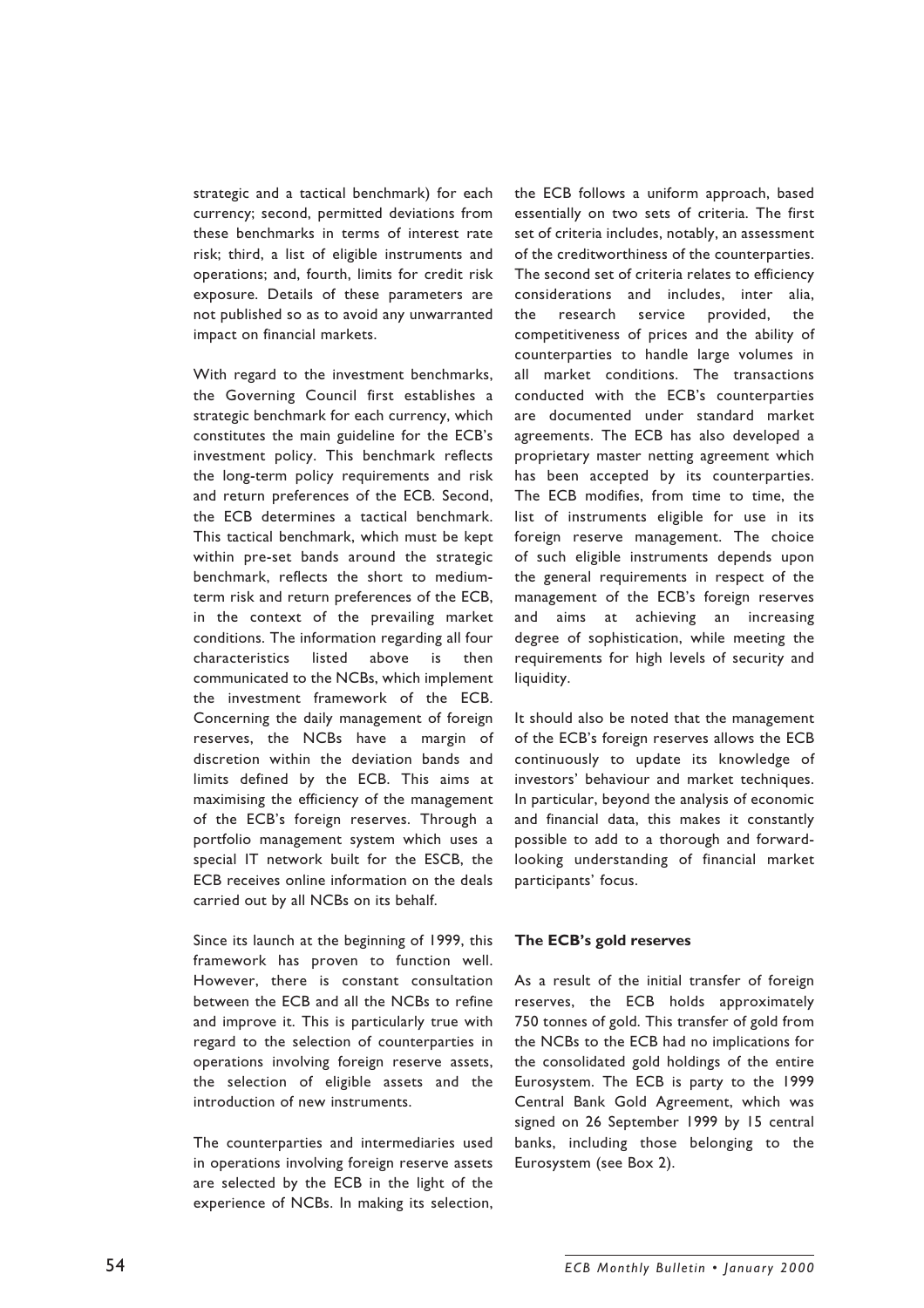strategic and a tactical benchmark) for each currency; second, permitted deviations from these benchmarks in terms of interest rate risk; third, a list of eligible instruments and operations; and, fourth, limits for credit risk exposure. Details of these parameters are not published so as to avoid any unwarranted impact on financial markets.

With regard to the investment benchmarks, the Governing Council first establishes a strategic benchmark for each currency, which constitutes the main guideline for the ECB's investment policy. This benchmark reflects the long-term policy requirements and risk and return preferences of the ECB. Second, the ECB determines a tactical benchmark. This tactical benchmark, which must be kept within pre-set bands around the strategic benchmark, reflects the short to medium-term risk and return preferences of the ECB, in the context of the prevailing market conditions. The information regarding all four characteristics listed above is then communicated to the NCBs, which implement the investment framework of the ECB. Concerning the daily management of foreign reserves, the NCBs have a margin of discretion within the deviation bands and limits defined by the ECB. This aims at maximising the efficiency of the management of the ECB's foreign reserves. Through a portfolio management system which uses a special IT network built for the ESCB, the ECB receives online information on the deals carried out by all NCBs on its behalf.

Since its launch at the beginning of 1999, this framework has proven to function well. However, there is constant consultation between the ECB and all the NCBs to refine and improve it. This is particularly true with regard to the selection of counterparties in operations involving foreign reserve assets, the selection of eligible assets and the introduction of new instruments.

The counterparties and intermediaries used in operations involving foreign reserve assets are selected by the ECB in the light of the experience of NCBs. In making its selection, the ECB follows a uniform approach, based essentially on two sets of criteria. The first set of criteria includes, notably, an assessment of the creditworthiness of the counterparties. The second set of criteria relates to efficiency considerations and includes, inter alia, the research service provided, the competitiveness of prices and the ability of counterparties to handle large volumes in all market conditions. The transactions conducted with the ECB's counterparties are documented under standard market agreements. The ECB has also developed a proprietary master netting agreement which has been accepted by its counterparties. The ECB modifies, from time to time, the list of instruments eligible for use in its foreign reserve management. The choice of such eligible instruments depends upon the general requirements in respect of the management of the ECB's foreign reserves and aims at achieving an increasing degree of sophistication, while meeting the requirements for high levels of security and liquidity.

It should also be noted that the management of the ECB's foreign reserves allows the ECB continuously to update its knowledge of investors' behaviour and market techniques. In particular, beyond the analysis of economic and financial data, this makes it constantly possible to add to a thorough and forward-looking understanding of financial market participants' focus.

### The ECB's gold reserves

As a result of the initial transfer of foreign reserves, the ECB holds approximately 750 tonnes of gold. This transfer of gold from the NCBs to the ECB had no implications for the consolidated gold holdings of the entire Eurosystem. The ECB is party to the 1999 Central Bank Gold Agreement, which was signed on 26 September 1999 by 15 central banks, including those belonging to the Eurosystem (see Box 2).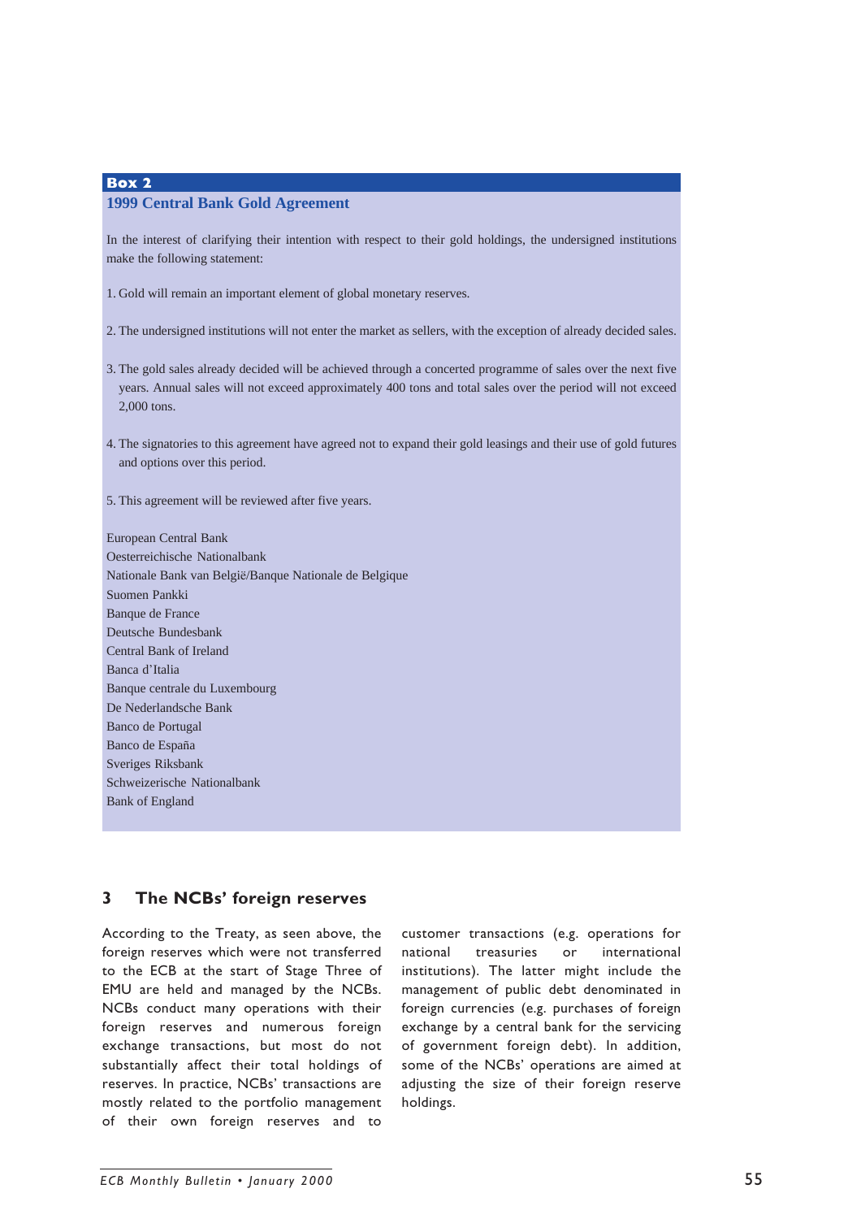**Box 2**

**1999 Central Bank Gold Agreement**

In the interest of clarifying their intention with respect to their gold holdings, the undersigned institutions make the following statement:

1. Gold will remain an important element of global monetary reserves.

2. The undersigned institutions will not enter the market as sellers, with the exception of already decided sales.

3. The gold sales already decided will be achieved through a concerted programme of sales over the next five years. Annual sales will not exceed approximately 400 tons and total sales over the period will not exceed 2,000 tons.

4. The signatories to this agreement have agreed not to expand their gold leasings and their use of gold futures and options over this period.

5. This agreement will be reviewed after five years.

European Central Bank
Oesterreichische Nationalbank
Nationale Bank van België/Banque Nationale de Belgique
Suomen Pankki
Banque de France
Deutsche Bundesbank
Central Bank of Ireland
Banca d'Italia
Banque centrale du Luxembourg
De Nederlandsche Bank
Banco de Portugal
Banco de España
Sveriges Riksbank
Schweizerische Nationalbank
Bank of England

## 3 The NCBs' foreign reserves

According to the Treaty, as seen above, the foreign reserves which were not transferred to the ECB at the start of Stage Three of EMU are held and managed by the NCBs. NCBs conduct many operations with their foreign reserves and numerous foreign exchange transactions, but most do not substantially affect their total holdings of reserves. In practice, NCBs' transactions are mostly related to the portfolio management of their own foreign reserves and to customer transactions (e.g. operations for national treasuries or international institutions). The latter might include the management of public debt denominated in foreign currencies (e.g. purchases of foreign exchange by a central bank for the servicing of government foreign debt). In addition, some of the NCBs' operations are aimed at adjusting the size of their foreign reserve holdings.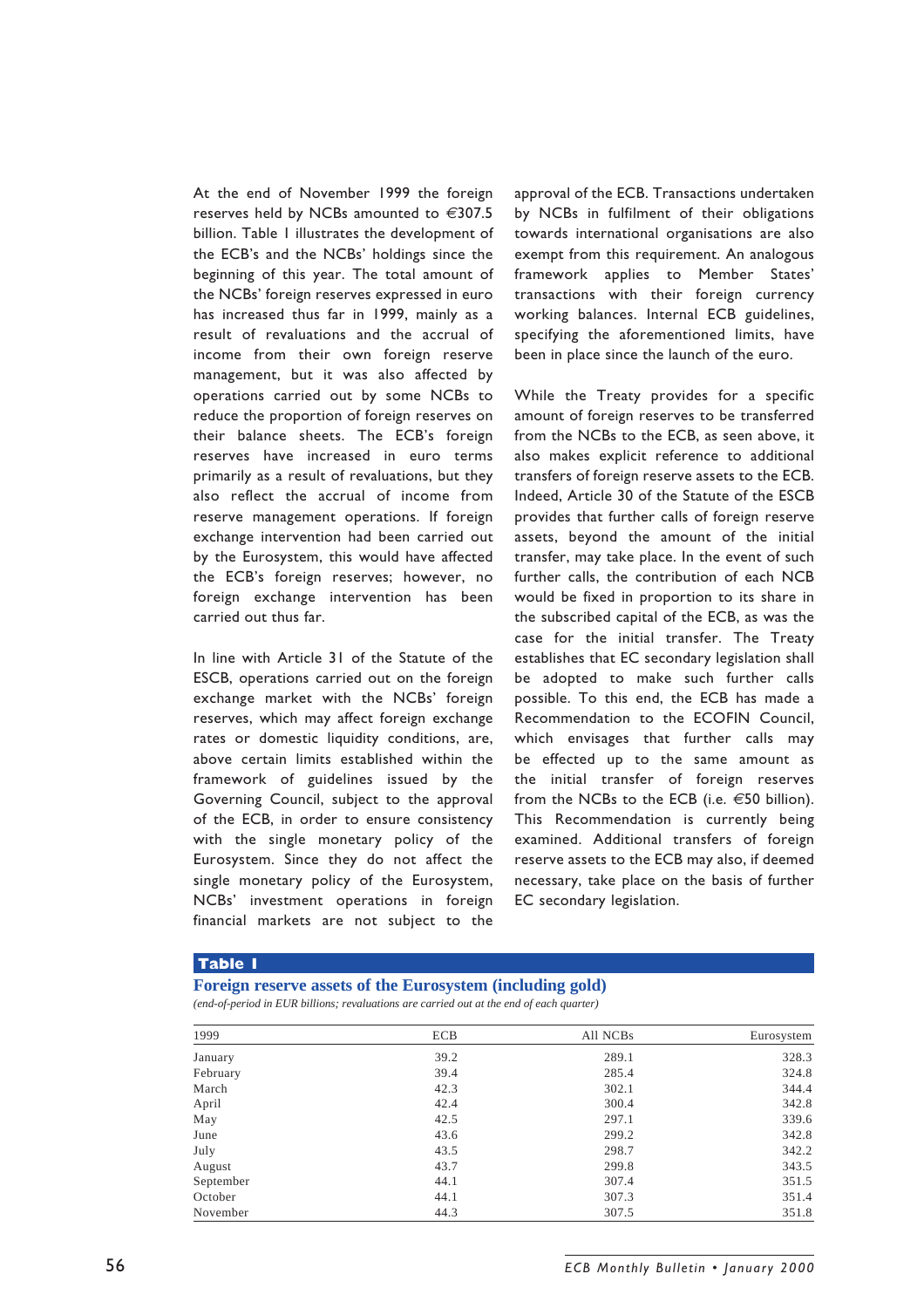At the end of November 1999 the foreign reserves held by NCBs amounted to €307.5 billion. Table 1 illustrates the development of the ECB's and the NCBs' holdings since the beginning of this year. The total amount of the NCBs' foreign reserves expressed in euro has increased thus far in 1999, mainly as a result of revaluations and the accrual of income from their own foreign reserve management, but it was also affected by operations carried out by some NCBs to reduce the proportion of foreign reserves on their balance sheets. The ECB's foreign reserves have increased in euro terms primarily as a result of revaluations, but they also reflect the accrual of income from reserve management operations. If foreign exchange intervention had been carried out by the Eurosystem, this would have affected the ECB's foreign reserves; however, no foreign exchange intervention has been carried out thus far.

In line with Article 31 of the Statute of the ESCB, operations carried out on the foreign exchange market with the NCBs' foreign reserves, which may affect foreign exchange rates or domestic liquidity conditions, are, above certain limits established within the framework of guidelines issued by the Governing Council, subject to the approval of the ECB, in order to ensure consistency with the single monetary policy of the Eurosystem. Since they do not affect the single monetary policy of the Eurosystem, NCBs' investment operations in foreign financial markets are not subject to the approval of the ECB. Transactions undertaken by NCBs in fulfilment of their obligations towards international organisations are also exempt from this requirement. An analogous framework applies to Member States' transactions with their foreign currency working balances. Internal ECB guidelines, specifying the aforementioned limits, have been in place since the launch of the euro.

While the Treaty provides for a specific amount of foreign reserves to be transferred from the NCBs to the ECB, as seen above, it also makes explicit reference to additional transfers of foreign reserve assets to the ECB. Indeed, Article 30 of the Statute of the ESCB provides that further calls of foreign reserve assets, beyond the amount of the initial transfer, may take place. In the event of such further calls, the contribution of each NCB would be fixed in proportion to its share in the subscribed capital of the ECB, as was the case for the initial transfer. The Treaty establishes that EC secondary legislation shall be adopted to make such further calls possible. To this end, the ECB has made a Recommendation to the ECOFIN Council, which envisages that further calls may be effected up to the same amount as the initial transfer of foreign reserves from the NCBs to the ECB (i.e. €50 billion). This Recommendation is currently being examined. Additional transfers of foreign reserve assets to the ECB may also, if deemed necessary, take place on the basis of further EC secondary legislation.

**Table 1**

**Foreign reserve assets of the Eurosystem (including gold)**

*(end-of-period in EUR billions; revaluations are carried out at the end of each quarter)*

| 1999 | ECB | All NCBs | Eurosystem |
|---|---|---|---|
| January | 39.2 | 289.1 | 328.3 |
| February | 39.4 | 285.4 | 324.8 |
| March | 42.3 | 302.1 | 344.4 |
| April | 42.4 | 300.4 | 342.8 |
| May | 42.5 | 297.1 | 339.6 |
| June | 43.6 | 299.2 | 342.8 |
| July | 43.5 | 298.7 | 342.2 |
| August | 43.7 | 299.8 | 343.5 |
| September | 44.1 | 307.4 | 351.5 |
| October | 44.1 | 307.3 | 351.4 |
| November | 44.3 | 307.5 | 351.8 |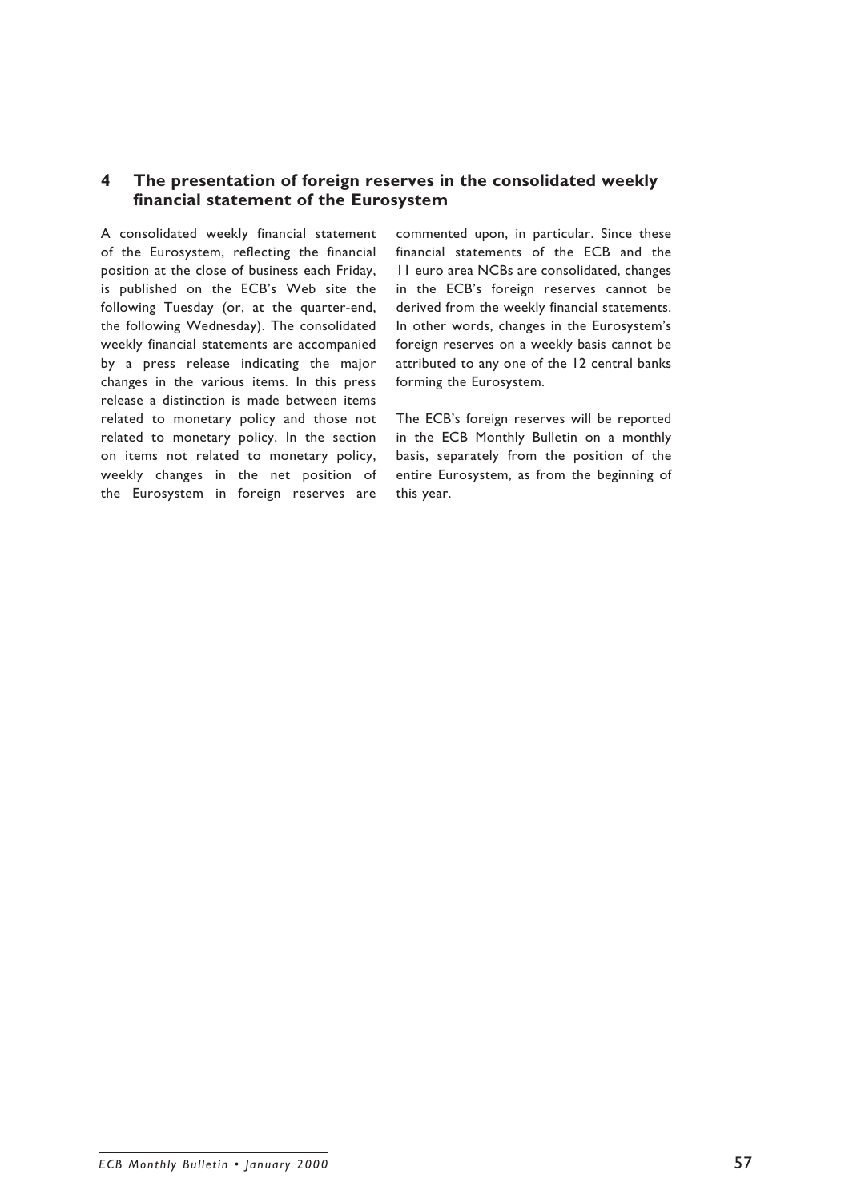## 4 The presentation of foreign reserves in the consolidated weekly financial statement of the Eurosystem

A consolidated weekly financial statement of the Eurosystem, reflecting the financial position at the close of business each Friday, is published on the ECB's Web site the following Tuesday (or, at the quarter-end, the following Wednesday). The consolidated weekly financial statements are accompanied by a press release indicating the major changes in the various items. In this press release a distinction is made between items related to monetary policy and those not related to monetary policy. In the section on items not related to monetary policy, weekly changes in the net position of the Eurosystem in foreign reserves are commented upon, in particular. Since these financial statements of the ECB and the 11 euro area NCBs are consolidated, changes in the ECB's foreign reserves cannot be derived from the weekly financial statements. In other words, changes in the Eurosystem's foreign reserves on a weekly basis cannot be attributed to any one of the 12 central banks forming the Eurosystem.

The ECB's foreign reserves will be reported in the ECB Monthly Bulletin on a monthly basis, separately from the position of the entire Eurosystem, as from the beginning of this year.